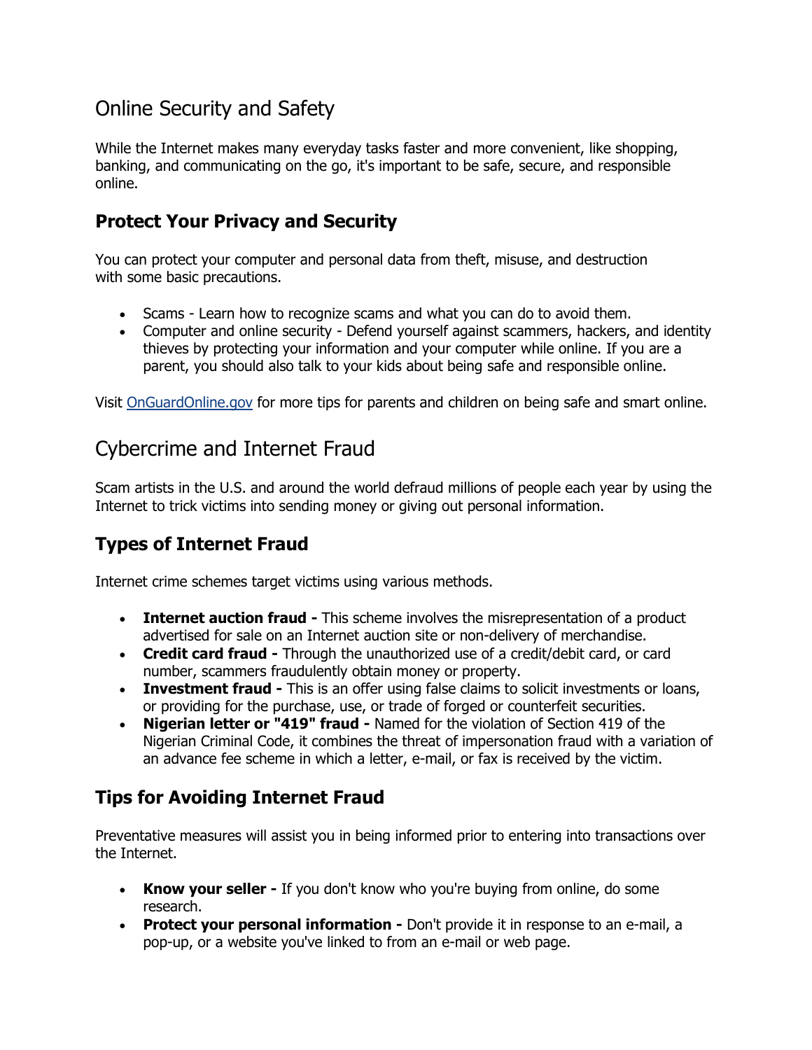# Online Security and Safety

While the Internet makes many everyday tasks faster and more convenient, like shopping, banking, and communicating on the go, it's important to be safe, secure, and responsible online.

## Protect Your Privacy and Security

You can protect your computer and personal data from theft, misuse, and destruction with some basic precautions.

- Scams - Learn how to recognize scams and what you can do to avoid them.
- Computer and online security - Defend yourself against scammers, hackers, and identity thieves by protecting your information and your computer while online. If you are a parent, you should also talk to your kids about being safe and responsible online.

Visit [OnGuardOnline.gov](OnGuardOnline.gov) for more tips for parents and children on being safe and smart online.

# Cybercrime and Internet Fraud

Scam artists in the U.S. and around the world defraud millions of people each year by using the Internet to trick victims into sending money or giving out personal information.

## Types of Internet Fraud

Internet crime schemes target victims using various methods.

- **Internet auction fraud -** This scheme involves the misrepresentation of a product advertised for sale on an Internet auction site or non-delivery of merchandise.
- **Credit card fraud -** Through the unauthorized use of a credit/debit card, or card number, scammers fraudulently obtain money or property.
- **Investment fraud -** This is an offer using false claims to solicit investments or loans, or providing for the purchase, use, or trade of forged or counterfeit securities.
- **Nigerian letter or "419" fraud -** Named for the violation of Section 419 of the Nigerian Criminal Code, it combines the threat of impersonation fraud with a variation of an advance fee scheme in which a letter, e-mail, or fax is received by the victim.

## Tips for Avoiding Internet Fraud

Preventative measures will assist you in being informed prior to entering into transactions over the Internet.

- **Know your seller -** If you don't know who you're buying from online, do some research.
- **Protect your personal information -** Don't provide it in response to an e-mail, a pop-up, or a website you've linked to from an e-mail or web page.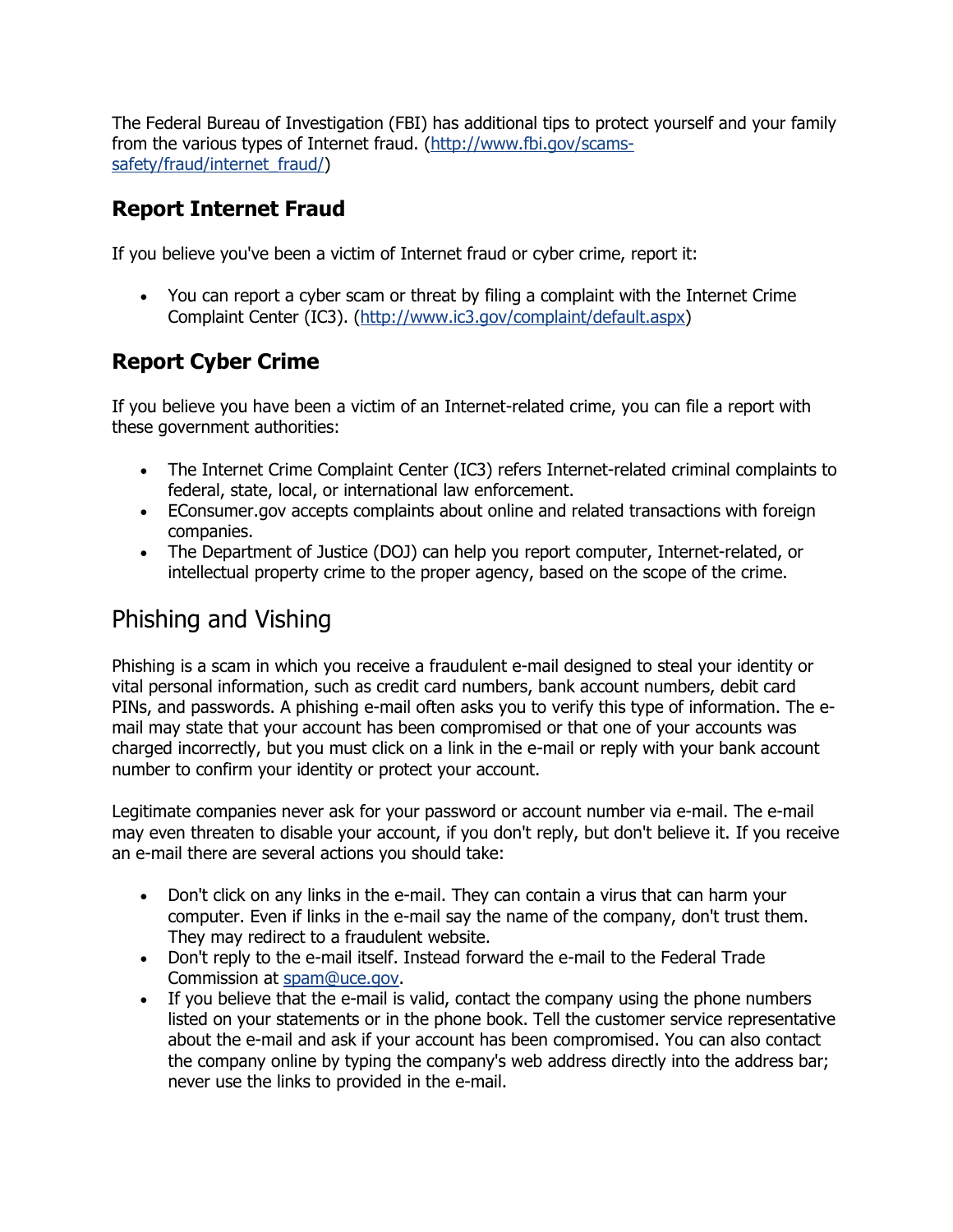The Federal Bureau of Investigation (FBI) has additional tips to protect yourself and your family from the various types of Internet fraud. ([http://www.fbi.gov/scams-safety/fraud/internet_fraud/](http://www.fbi.gov/scams-safety/fraud/internet_fraud/))

## Report Internet Fraud

If you believe you've been a victim of Internet fraud or cyber crime, report it:

- You can report a cyber scam or threat by filing a complaint with the Internet Crime Complaint Center (IC3). ([http://www.ic3.gov/complaint/default.aspx](http://www.ic3.gov/complaint/default.aspx))

## Report Cyber Crime

If you believe you have been a victim of an Internet-related crime, you can file a report with these government authorities:

- The Internet Crime Complaint Center (IC3) refers Internet-related criminal complaints to federal, state, local, or international law enforcement.
- EConsumer.gov accepts complaints about online and related transactions with foreign companies.
- The Department of Justice (DOJ) can help you report computer, Internet-related, or intellectual property crime to the proper agency, based on the scope of the crime.

# Phishing and Vishing

Phishing is a scam in which you receive a fraudulent e-mail designed to steal your identity or vital personal information, such as credit card numbers, bank account numbers, debit card PINs, and passwords. A phishing e-mail often asks you to verify this type of information. The e-mail may state that your account has been compromised or that one of your accounts was charged incorrectly, but you must click on a link in the e-mail or reply with your bank account number to confirm your identity or protect your account.

Legitimate companies never ask for your password or account number via e-mail. The e-mail may even threaten to disable your account, if you don't reply, but don't believe it. If you receive an e-mail there are several actions you should take:

- Don't click on any links in the e-mail. They can contain a virus that can harm your computer. Even if links in the e-mail say the name of the company, don't trust them. They may redirect to a fraudulent website.
- Don't reply to the e-mail itself. Instead forward the e-mail to the Federal Trade Commission at [spam@uce.gov](mailto:spam@uce.gov).
- If you believe that the e-mail is valid, contact the company using the phone numbers listed on your statements or in the phone book. Tell the customer service representative about the e-mail and ask if your account has been compromised. You can also contact the company online by typing the company's web address directly into the address bar; never use the links to provided in the e-mail.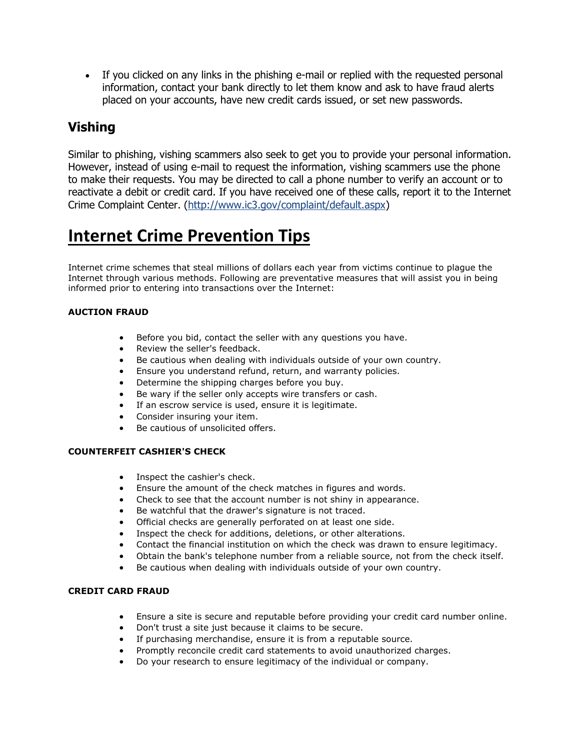- If you clicked on any links in the phishing e-mail or replied with the requested personal information, contact your bank directly to let them know and ask to have fraud alerts placed on your accounts, have new credit cards issued, or set new passwords.

## Vishing

Similar to phishing, vishing scammers also seek to get you to provide your personal information. However, instead of using e-mail to request the information, vishing scammers use the phone to make their requests. You may be directed to call a phone number to verify an account or to reactivate a debit or credit card. If you have received one of these calls, report it to the Internet Crime Complaint Center. (http://www.ic3.gov/complaint/default.aspx)

# Internet Crime Prevention Tips

Internet crime schemes that steal millions of dollars each year from victims continue to plague the Internet through various methods. Following are preventative measures that will assist you in being informed prior to entering into transactions over the Internet:

**AUCTION FRAUD**

- Before you bid, contact the seller with any questions you have.
- Review the seller's feedback.
- Be cautious when dealing with individuals outside of your own country.
- Ensure you understand refund, return, and warranty policies.
- Determine the shipping charges before you buy.
- Be wary if the seller only accepts wire transfers or cash.
- If an escrow service is used, ensure it is legitimate.
- Consider insuring your item.
- Be cautious of unsolicited offers.

**COUNTERFEIT CASHIER'S CHECK**

- Inspect the cashier's check.
- Ensure the amount of the check matches in figures and words.
- Check to see that the account number is not shiny in appearance.
- Be watchful that the drawer's signature is not traced.
- Official checks are generally perforated on at least one side.
- Inspect the check for additions, deletions, or other alterations.
- Contact the financial institution on which the check was drawn to ensure legitimacy.
- Obtain the bank's telephone number from a reliable source, not from the check itself.
- Be cautious when dealing with individuals outside of your own country.

**CREDIT CARD FRAUD**

- Ensure a site is secure and reputable before providing your credit card number online.
- Don't trust a site just because it claims to be secure.
- If purchasing merchandise, ensure it is from a reputable source.
- Promptly reconcile credit card statements to avoid unauthorized charges.
- Do your research to ensure legitimacy of the individual or company.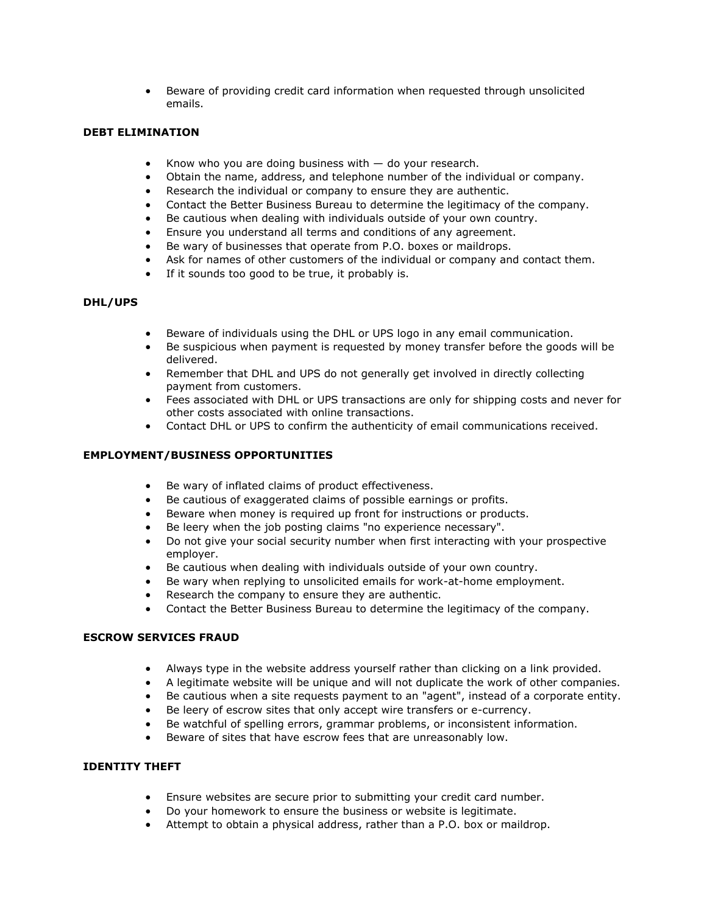- Beware of providing credit card information when requested through unsolicited emails.

**DEBT ELIMINATION**

- Know who you are doing business with — do your research.
- Obtain the name, address, and telephone number of the individual or company.
- Research the individual or company to ensure they are authentic.
- Contact the Better Business Bureau to determine the legitimacy of the company.
- Be cautious when dealing with individuals outside of your own country.
- Ensure you understand all terms and conditions of any agreement.
- Be wary of businesses that operate from P.O. boxes or maildrops.
- Ask for names of other customers of the individual or company and contact them.
- If it sounds too good to be true, it probably is.

**DHL/UPS**

- Beware of individuals using the DHL or UPS logo in any email communication.
- Be suspicious when payment is requested by money transfer before the goods will be delivered.
- Remember that DHL and UPS do not generally get involved in directly collecting payment from customers.
- Fees associated with DHL or UPS transactions are only for shipping costs and never for other costs associated with online transactions.
- Contact DHL or UPS to confirm the authenticity of email communications received.

**EMPLOYMENT/BUSINESS OPPORTUNITIES**

- Be wary of inflated claims of product effectiveness.
- Be cautious of exaggerated claims of possible earnings or profits.
- Beware when money is required up front for instructions or products.
- Be leery when the job posting claims "no experience necessary".
- Do not give your social security number when first interacting with your prospective employer.
- Be cautious when dealing with individuals outside of your own country.
- Be wary when replying to unsolicited emails for work-at-home employment.
- Research the company to ensure they are authentic.
- Contact the Better Business Bureau to determine the legitimacy of the company.

**ESCROW SERVICES FRAUD**

- Always type in the website address yourself rather than clicking on a link provided.
- A legitimate website will be unique and will not duplicate the work of other companies.
- Be cautious when a site requests payment to an "agent", instead of a corporate entity.
- Be leery of escrow sites that only accept wire transfers or e-currency.
- Be watchful of spelling errors, grammar problems, or inconsistent information.
- Beware of sites that have escrow fees that are unreasonably low.

**IDENTITY THEFT**

- Ensure websites are secure prior to submitting your credit card number.
- Do your homework to ensure the business or website is legitimate.
- Attempt to obtain a physical address, rather than a P.O. box or maildrop.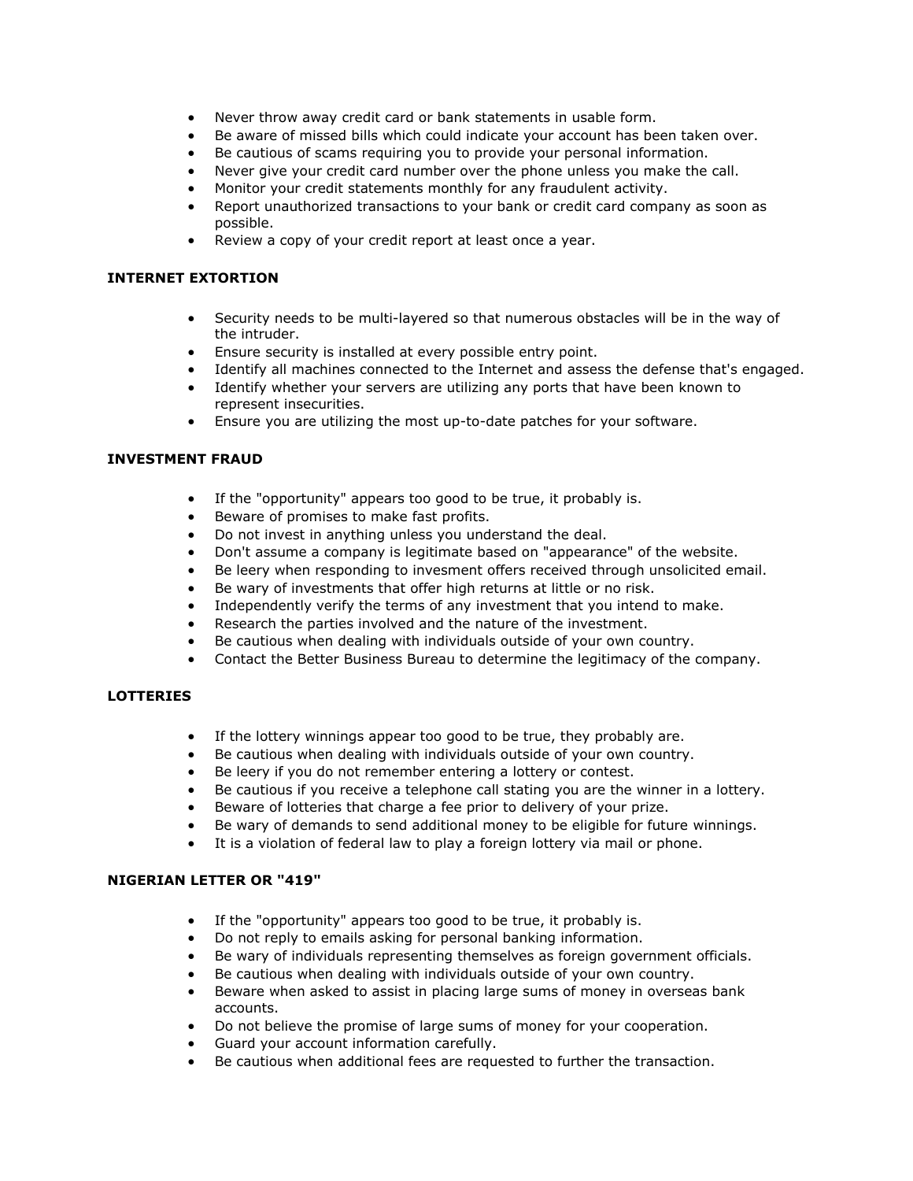- Never throw away credit card or bank statements in usable form.
- Be aware of missed bills which could indicate your account has been taken over.
- Be cautious of scams requiring you to provide your personal information.
- Never give your credit card number over the phone unless you make the call.
- Monitor your credit statements monthly for any fraudulent activity.
- Report unauthorized transactions to your bank or credit card company as soon as possible.
- Review a copy of your credit report at least once a year.

**INTERNET EXTORTION**

- Security needs to be multi-layered so that numerous obstacles will be in the way of the intruder.
- Ensure security is installed at every possible entry point.
- Identify all machines connected to the Internet and assess the defense that's engaged.
- Identify whether your servers are utilizing any ports that have been known to represent insecurities.
- Ensure you are utilizing the most up-to-date patches for your software.

**INVESTMENT FRAUD**

- If the "opportunity" appears too good to be true, it probably is.
- Beware of promises to make fast profits.
- Do not invest in anything unless you understand the deal.
- Don't assume a company is legitimate based on "appearance" of the website.
- Be leery when responding to invesment offers received through unsolicited email.
- Be wary of investments that offer high returns at little or no risk.
- Independently verify the terms of any investment that you intend to make.
- Research the parties involved and the nature of the investment.
- Be cautious when dealing with individuals outside of your own country.
- Contact the Better Business Bureau to determine the legitimacy of the company.

**LOTTERIES**

- If the lottery winnings appear too good to be true, they probably are.
- Be cautious when dealing with individuals outside of your own country.
- Be leery if you do not remember entering a lottery or contest.
- Be cautious if you receive a telephone call stating you are the winner in a lottery.
- Beware of lotteries that charge a fee prior to delivery of your prize.
- Be wary of demands to send additional money to be eligible for future winnings.
- It is a violation of federal law to play a foreign lottery via mail or phone.

**NIGERIAN LETTER OR "419"**

- If the "opportunity" appears too good to be true, it probably is.
- Do not reply to emails asking for personal banking information.
- Be wary of individuals representing themselves as foreign government officials.
- Be cautious when dealing with individuals outside of your own country.
- Beware when asked to assist in placing large sums of money in overseas bank accounts.
- Do not believe the promise of large sums of money for your cooperation.
- Guard your account information carefully.
- Be cautious when additional fees are requested to further the transaction.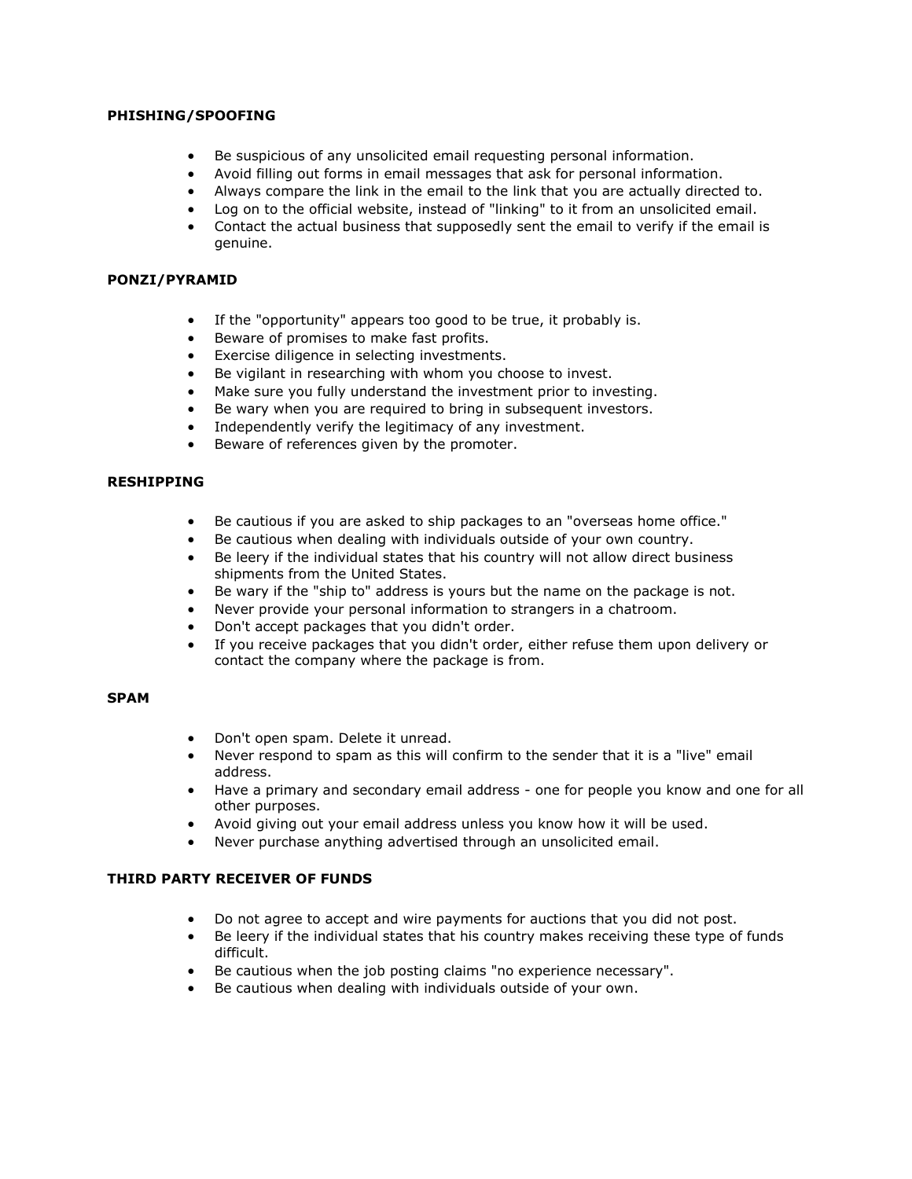**PHISHING/SPOOFING**

- Be suspicious of any unsolicited email requesting personal information.
- Avoid filling out forms in email messages that ask for personal information.
- Always compare the link in the email to the link that you are actually directed to.
- Log on to the official website, instead of "linking" to it from an unsolicited email.
- Contact the actual business that supposedly sent the email to verify if the email is genuine.

**PONZI/PYRAMID**

- If the "opportunity" appears too good to be true, it probably is.
- Beware of promises to make fast profits.
- Exercise diligence in selecting investments.
- Be vigilant in researching with whom you choose to invest.
- Make sure you fully understand the investment prior to investing.
- Be wary when you are required to bring in subsequent investors.
- Independently verify the legitimacy of any investment.
- Beware of references given by the promoter.

**RESHIPPING**

- Be cautious if you are asked to ship packages to an "overseas home office."
- Be cautious when dealing with individuals outside of your own country.
- Be leery if the individual states that his country will not allow direct business shipments from the United States.
- Be wary if the "ship to" address is yours but the name on the package is not.
- Never provide your personal information to strangers in a chatroom.
- Don't accept packages that you didn't order.
- If you receive packages that you didn't order, either refuse them upon delivery or contact the company where the package is from.

**SPAM**

- Don't open spam. Delete it unread.
- Never respond to spam as this will confirm to the sender that it is a "live" email address.
- Have a primary and secondary email address - one for people you know and one for all other purposes.
- Avoid giving out your email address unless you know how it will be used.
- Never purchase anything advertised through an unsolicited email.

**THIRD PARTY RECEIVER OF FUNDS**

- Do not agree to accept and wire payments for auctions that you did not post.
- Be leery if the individual states that his country makes receiving these type of funds difficult.
- Be cautious when the job posting claims "no experience necessary".
- Be cautious when dealing with individuals outside of your own.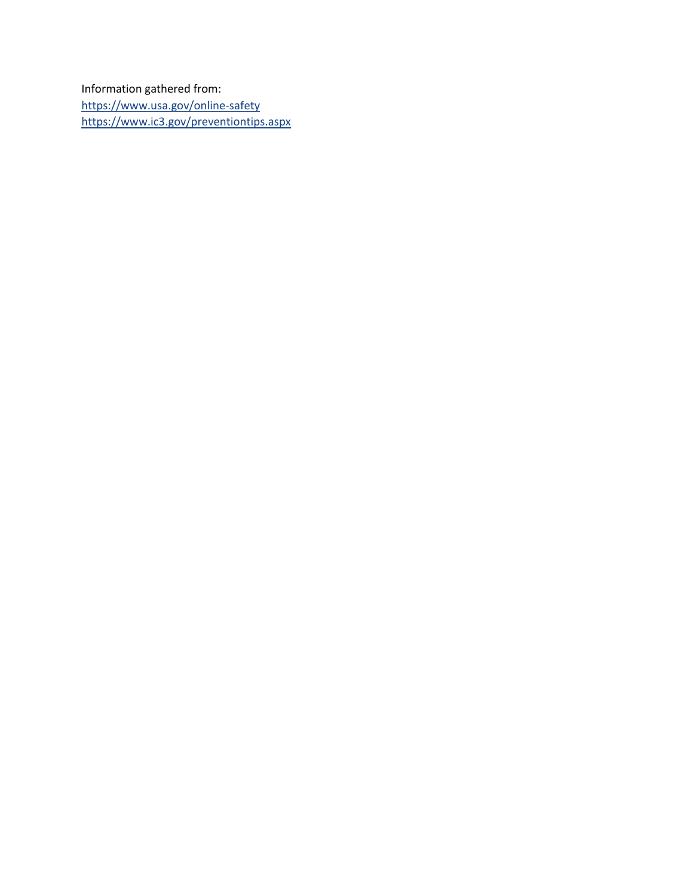Information gathered from:
https://www.usa.gov/online-safety
https://www.ic3.gov/preventiontips.aspx